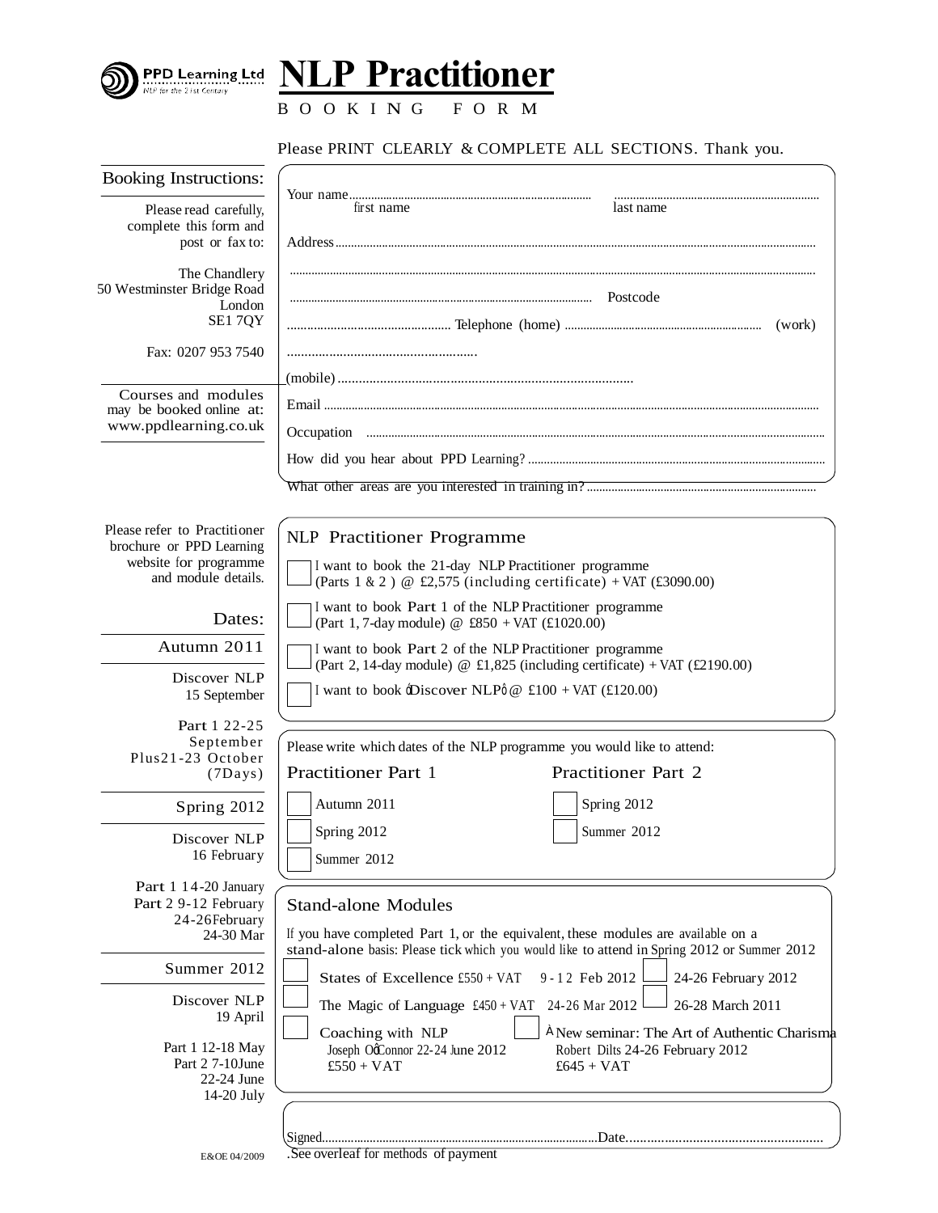PPD Learning Ltd
NLP for the 21st Century

# NLP Practitioner

BOOKING FORM

Please PRINT CLEARLY & COMPLETE ALL SECTIONS. Thank you.

## Booking Instructions:

Please read carefully, complete this form and post or fax to:

The Chandlery
50 Westminster Bridge Road
London
SE1 7QY

Fax: 0207 953 7540

Courses and modules may be booked online at: www.ppdlearning.co.uk

Your name.................................................................................. ..................................................................
first name last name

Address.................................................................................................................................................................

...........................................................................................................................................................................

.................................................................................................... Postcode

................................................ Telephone (home) ................................................................ (work)

.....................................................

(mobile) ..................................................................................

Email .................................................................................................................................................................

Occupation ..........................................................................................................................................................

How did you hear about PPD Learning? ....................................................................................................

What other areas are you interested in training in? ..........................................................................

Please refer to Practitioner brochure or PPD Learning website for programme and module details.

## Dates:

### Autumn 2011

Discover NLP
15 September

Part 1 22-25 September
Plus21-23 October
(7Days)

### Spring 2012

Discover NLP
16 February

Part 1 14-20 January
Part 2 9-12 February
24-26February
24-30 Mar

### Summer 2012

Discover NLP
19 April

Part 1 12-18 May
Part 2 7-10June
22-24 June
14-20 July

## NLP Practitioner Programme

☐ I want to book the 21-day NLP Practitioner programme (Parts 1 & 2 ) @ £2,575 (including certificate) + VAT (£3090.00)

☐ I want to book Part 1 of the NLP Practitioner programme (Part 1, 7-day module) @ £850 + VAT (£1020.00)

☐ I want to book Part 2 of the NLP Practitioner programme (Part 2, 14-day module) @ £1,825 (including certificate) + VAT (£2190.00)

☐ I want to book ōDiscover NLPô @ £100 + VAT (£120.00)

Please write which dates of the NLP programme you would like to attend:

| Practitioner Part 1 | Practitioner Part 2 |
|---|---|
| ☐ Autumn 2011 | ☐ Spring 2012 |
| ☐ Spring 2012 | ☐ Summer 2012 |
| ☐ Summer 2012 | |

## Stand-alone Modules

If you have completed Part 1, or the equivalent, these modules are available on a stand-alone basis: Please tick which you would like to attend in Spring 2012 or Summer 2012

☐ States of Excellence £550 + VAT 9-12 Feb 2012 ☐ 24-26 February 2012

☐ The Magic of Language £450 + VAT 24-26 Mar 2012 ☐ 26-28 March 2011

☐ Coaching with NLP
Joseph OōConnor 22-24 June 2012
£550 + VAT

☐ À New seminar: The Art of Authentic Charisma
Robert Dilts 24-26 February 2012
£645 + VAT

Signed...................................................................................Date.......................................................

.See overleaf for methods of payment

E&OE 04/2009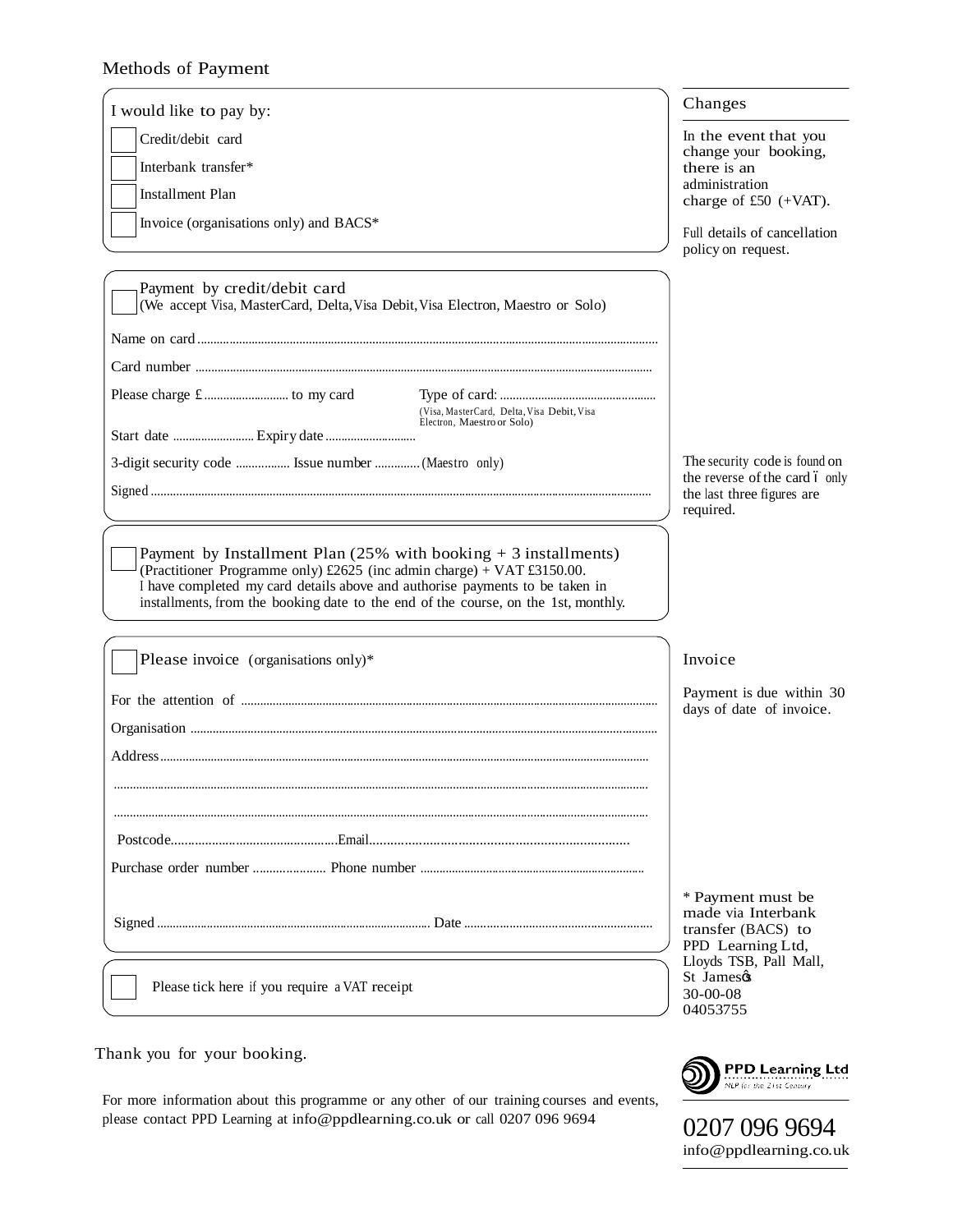## Methods of Payment

I would like to pay by:

- ☐ Credit/debit card
- ☐ Interbank transfer*
- ☐ Installment Plan
- ☐ Invoice (organisations only) and BACS*

### Changes

In the event that you change your booking, there is an administration charge of £50 (+VAT).

Full details of cancellation policy on request.

☐ Payment by credit/debit card
(We accept Visa, MasterCard, Delta, Visa Debit, Visa Electron, Maestro or Solo)

Name on card ..........................................................................................................................................

Card number ..........................................................................................................................................

Please charge £.......................... to my card Type of card: ..................................................
(Visa, MasterCard, Delta, Visa Debit, Visa Electron, Maestro or Solo)

Start date .......................... Expiry date ............................

3-digit security code ................ Issue number .............. (Maestro only)

Signed ..................................................................................................................................................

The security code is found on the reverse of the card – only the last three figures are required.

☐ Payment by Installment Plan (25% with booking + 3 installments)
(Practitioner Programme only) £2625 (inc admin charge) + VAT £3150.00.
I have completed my card details above and authorise payments to be taken in installments, from the booking date to the end of the course, on the 1st, monthly.

☐ Please invoice (organisations only)*

For the attention of ...............................................................................................................................

Organisation ..........................................................................................................................................

Address..................................................................................................................................................

...............................................................................................................................................................

...............................................................................................................................................................

Postcode................................................Email.......................................................................

Purchase order number ...................... Phone number ......................................................................

Signed ....................................................................................... Date ..........................................................

### Invoice

Payment is due within 30 days of date of invoice.

* Payment must be made via Interbank transfer (BACS) to PPD Learning Ltd, Lloyds TSB, Pall Mall, St James's
30-00-08
04053755

☐ Please tick here if you require a VAT receipt

Thank you for your booking.

For more information about this programme or any other of our training courses and events, please contact PPD Learning at info@ppdlearning.co.uk or call 0207 096 9694

PPD Learning Ltd
NLP for the 21st Century

0207 096 9694
info@ppdlearning.co.uk